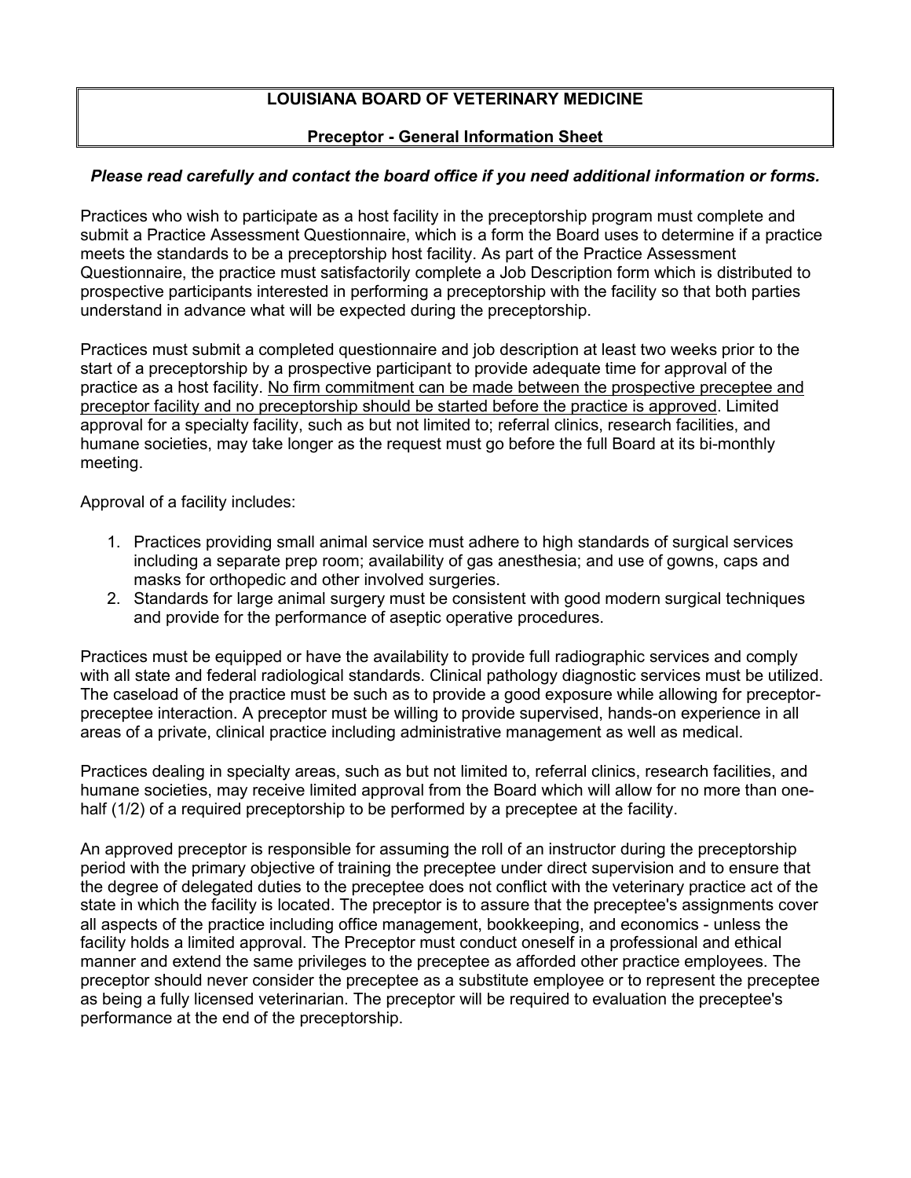# LOUISIANA BOARD OF VETERINARY MEDICINE

## Preceptor - General Information Sheet

***Please read carefully and contact the board office if you need additional information or forms.***

Practices who wish to participate as a host facility in the preceptorship program must complete and submit a Practice Assessment Questionnaire, which is a form the Board uses to determine if a practice meets the standards to be a preceptorship host facility. As part of the Practice Assessment Questionnaire, the practice must satisfactorily complete a Job Description form which is distributed to prospective participants interested in performing a preceptorship with the facility so that both parties understand in advance what will be expected during the preceptorship.

Practices must submit a completed questionnaire and job description at least two weeks prior to the start of a preceptorship by a prospective participant to provide adequate time for approval of the practice as a host facility. <u>No firm commitment can be made between the prospective preceptee and preceptor facility and no preceptorship should be started before the practice is approved</u>. Limited approval for a specialty facility, such as but not limited to; referral clinics, research facilities, and humane societies, may take longer as the request must go before the full Board at its bi-monthly meeting.

Approval of a facility includes:

1. Practices providing small animal service must adhere to high standards of surgical services including a separate prep room; availability of gas anesthesia; and use of gowns, caps and masks for orthopedic and other involved surgeries.
2. Standards for large animal surgery must be consistent with good modern surgical techniques and provide for the performance of aseptic operative procedures.

Practices must be equipped or have the availability to provide full radiographic services and comply with all state and federal radiological standards. Clinical pathology diagnostic services must be utilized. The caseload of the practice must be such as to provide a good exposure while allowing for preceptor-preceptee interaction. A preceptor must be willing to provide supervised, hands-on experience in all areas of a private, clinical practice including administrative management as well as medical.

Practices dealing in specialty areas, such as but not limited to, referral clinics, research facilities, and humane societies, may receive limited approval from the Board which will allow for no more than one-half (1/2) of a required preceptorship to be performed by a preceptee at the facility.

An approved preceptor is responsible for assuming the roll of an instructor during the preceptorship period with the primary objective of training the preceptee under direct supervision and to ensure that the degree of delegated duties to the preceptee does not conflict with the veterinary practice act of the state in which the facility is located. The preceptor is to assure that the preceptee's assignments cover all aspects of the practice including office management, bookkeeping, and economics - unless the facility holds a limited approval. The Preceptor must conduct oneself in a professional and ethical manner and extend the same privileges to the preceptee as afforded other practice employees. The preceptor should never consider the preceptee as a substitute employee or to represent the preceptee as being a fully licensed veterinarian. The preceptor will be required to evaluation the preceptee's performance at the end of the preceptorship.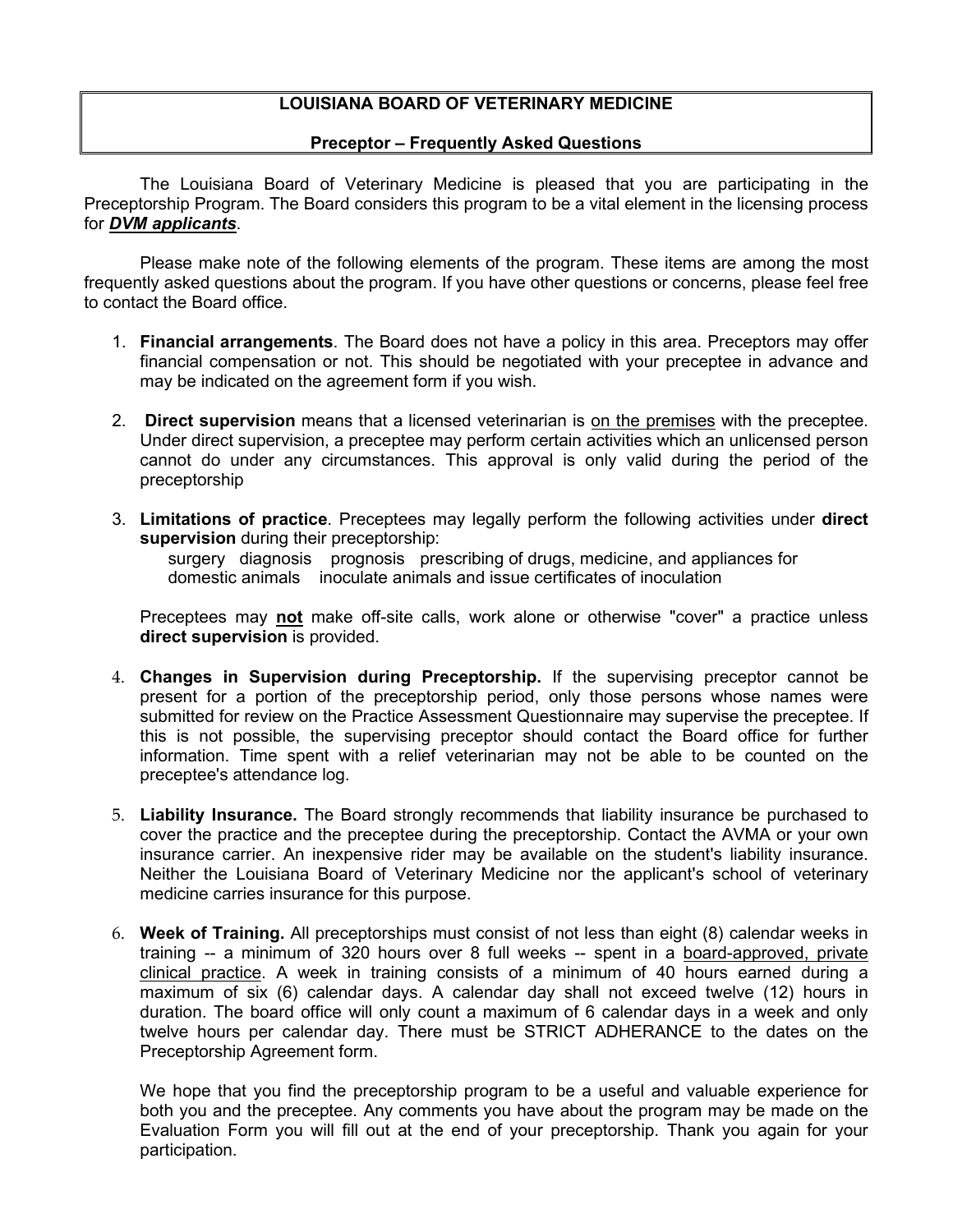# LOUISIANA BOARD OF VETERINARY MEDICINE

## Preceptor – Frequently Asked Questions

The Louisiana Board of Veterinary Medicine is pleased that you are participating in the Preceptorship Program. The Board considers this program to be a vital element in the licensing process for ***DVM applicants***.

Please make note of the following elements of the program. These items are among the most frequently asked questions about the program. If you have other questions or concerns, please feel free to contact the Board office.

1. **Financial arrangements**. The Board does not have a policy in this area. Preceptors may offer financial compensation or not. This should be negotiated with your preceptee in advance and may be indicated on the agreement form if you wish.

2. **Direct supervision** means that a licensed veterinarian is on the premises with the preceptee. Under direct supervision, a preceptee may perform certain activities which an unlicensed person cannot do under any circumstances. This approval is only valid during the period of the preceptorship

3. **Limitations of practice**. Preceptees may legally perform the following activities under **direct supervision** during their preceptorship:

   surgery diagnosis prognosis prescribing of drugs, medicine, and appliances for domestic animals inoculate animals and issue certificates of inoculation

   Preceptees may **not** make off-site calls, work alone or otherwise "cover" a practice unless **direct supervision** is provided.

4. **Changes in Supervision during Preceptorship.** If the supervising preceptor cannot be present for a portion of the preceptorship period, only those persons whose names were submitted for review on the Practice Assessment Questionnaire may supervise the preceptee. If this is not possible, the supervising preceptor should contact the Board office for further information. Time spent with a relief veterinarian may not be able to be counted on the preceptee's attendance log.

5. **Liability Insurance.** The Board strongly recommends that liability insurance be purchased to cover the practice and the preceptee during the preceptorship. Contact the AVMA or your own insurance carrier. An inexpensive rider may be available on the student's liability insurance. Neither the Louisiana Board of Veterinary Medicine nor the applicant's school of veterinary medicine carries insurance for this purpose.

6. **Week of Training.** All preceptorships must consist of not less than eight (8) calendar weeks in training -- a minimum of 320 hours over 8 full weeks -- spent in a board-approved, private clinical practice. A week in training consists of a minimum of 40 hours earned during a maximum of six (6) calendar days. A calendar day shall not exceed twelve (12) hours in duration. The board office will only count a maximum of 6 calendar days in a week and only twelve hours per calendar day. There must be STRICT ADHERANCE to the dates on the Preceptorship Agreement form.

We hope that you find the preceptorship program to be a useful and valuable experience for both you and the preceptee. Any comments you have about the program may be made on the Evaluation Form you will fill out at the end of your preceptorship. Thank you again for your participation.